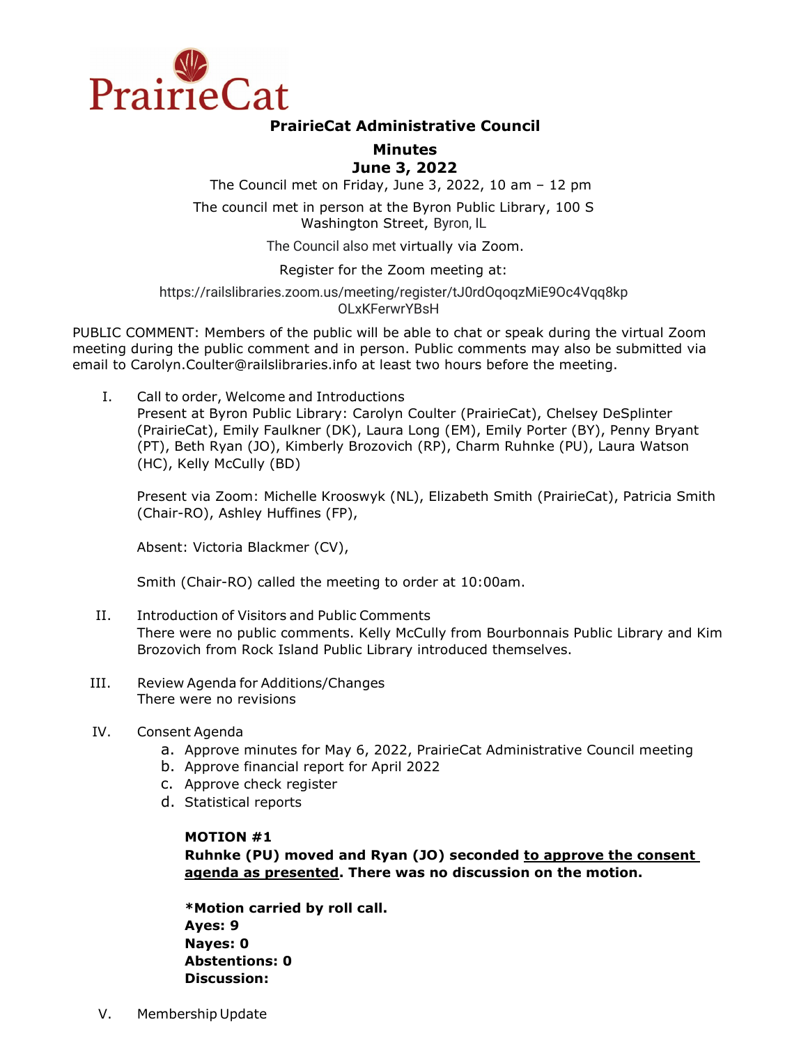PrairieCat

# PrairieCat Administrative Council

## Minutes
## June 3, 2022

The Council met on Friday, June 3, 2022, 10 am – 12 pm

The council met in person at the Byron Public Library, 100 S Washington Street, Byron, IL

The Council also met virtually via Zoom.

Register for the Zoom meeting at:

https://railslibraries.zoom.us/meeting/register/tJ0rdOqoqzMiE9Oc4Vqq8kpOLxKFerwrYBsH

PUBLIC COMMENT: Members of the public will be able to chat or speak during the virtual Zoom meeting during the public comment and in person. Public comments may also be submitted via email to Carolyn.Coulter@railslibraries.info at least two hours before the meeting.

I. Call to order, Welcome and Introductions

   Present at Byron Public Library: Carolyn Coulter (PrairieCat), Chelsey DeSplinter (PrairieCat), Emily Faulkner (DK), Laura Long (EM), Emily Porter (BY), Penny Bryant (PT), Beth Ryan (JO), Kimberly Brozovich (RP), Charm Ruhnke (PU), Laura Watson (HC), Kelly McCully (BD)

   Present via Zoom: Michelle Krooswyk (NL), Elizabeth Smith (PrairieCat), Patricia Smith (Chair-RO), Ashley Huffines (FP),

   Absent: Victoria Blackmer (CV),

   Smith (Chair-RO) called the meeting to order at 10:00am.

II. Introduction of Visitors and Public Comments

   There were no public comments. Kelly McCully from Bourbonnais Public Library and Kim Brozovich from Rock Island Public Library introduced themselves.

III. Review Agenda for Additions/Changes

   There were no revisions

IV. Consent Agenda

   a. Approve minutes for May 6, 2022, PrairieCat Administrative Council meeting
   b. Approve financial report for April 2022
   c. Approve check register
   d. Statistical reports

   **MOTION #1**
   **Ruhnke (PU) moved and Ryan (JO) seconded <u>to approve the consent agenda as presented</u>. There was no discussion on the motion.**

   **\*Motion carried by roll call.**
   **Ayes: 9**
   **Nayes: 0**
   **Abstentions: 0**
   **Discussion:**

V. Membership Update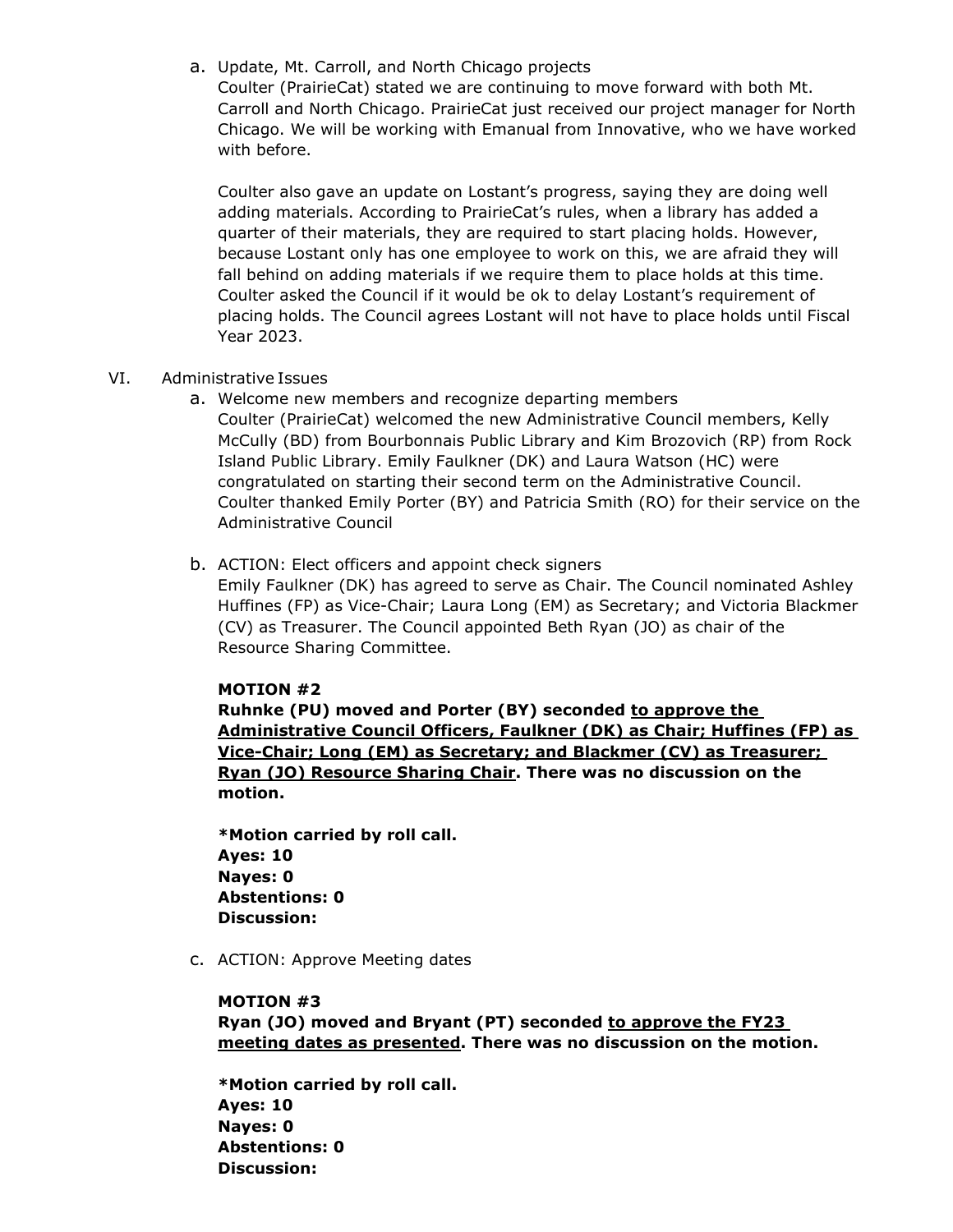a. Update, Mt. Carroll, and North Chicago projects

Coulter (PrairieCat) stated we are continuing to move forward with both Mt. Carroll and North Chicago. PrairieCat just received our project manager for North Chicago. We will be working with Emanual from Innovative, who we have worked with before.

Coulter also gave an update on Lostant's progress, saying they are doing well adding materials. According to PrairieCat's rules, when a library has added a quarter of their materials, they are required to start placing holds. However, because Lostant only has one employee to work on this, we are afraid they will fall behind on adding materials if we require them to place holds at this time. Coulter asked the Council if it would be ok to delay Lostant's requirement of placing holds. The Council agrees Lostant will not have to place holds until Fiscal Year 2023.

VI. Administrative Issues

a. Welcome new members and recognize departing members

Coulter (PrairieCat) welcomed the new Administrative Council members, Kelly McCully (BD) from Bourbonnais Public Library and Kim Brozovich (RP) from Rock Island Public Library. Emily Faulkner (DK) and Laura Watson (HC) were congratulated on starting their second term on the Administrative Council. Coulter thanked Emily Porter (BY) and Patricia Smith (RO) for their service on the Administrative Council

b. ACTION: Elect officers and appoint check signers

Emily Faulkner (DK) has agreed to serve as Chair. The Council nominated Ashley Huffines (FP) as Vice-Chair; Laura Long (EM) as Secretary; and Victoria Blackmer (CV) as Treasurer. The Council appointed Beth Ryan (JO) as chair of the Resource Sharing Committee.

**MOTION #2**
**Ruhnke (PU) moved and Porter (BY) seconded <u>to approve the Administrative Council Officers, Faulkner (DK) as Chair; Huffines (FP) as Vice-Chair; Long (EM) as Secretary; and Blackmer (CV) as Treasurer; Ryan (JO) Resource Sharing Chair</u>. There was no discussion on the motion.**

**\*Motion carried by roll call.**
**Ayes: 10**
**Nayes: 0**
**Abstentions: 0**
**Discussion:**

c. ACTION: Approve Meeting dates

**MOTION #3**
**Ryan (JO) moved and Bryant (PT) seconded <u>to approve the FY23 meeting dates as presented</u>. There was no discussion on the motion.**

**\*Motion carried by roll call.**
**Ayes: 10**
**Nayes: 0**
**Abstentions: 0**
**Discussion:**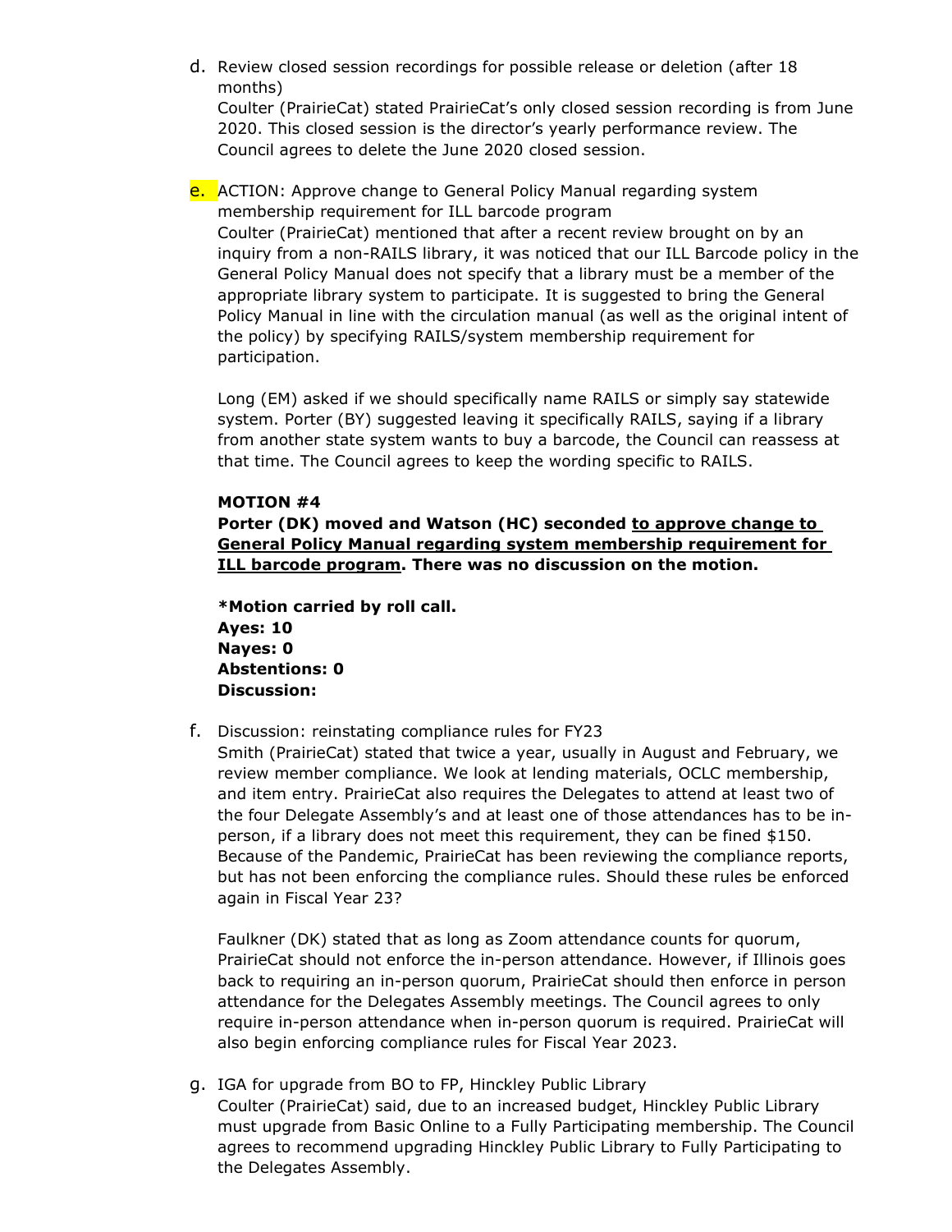d. Review closed session recordings for possible release or deletion (after 18 months)
   Coulter (PrairieCat) stated PrairieCat's only closed session recording is from June 2020. This closed session is the director's yearly performance review. The Council agrees to delete the June 2020 closed session.

e. ACTION: Approve change to General Policy Manual regarding system membership requirement for ILL barcode program
   Coulter (PrairieCat) mentioned that after a recent review brought on by an inquiry from a non-RAILS library, it was noticed that our ILL Barcode policy in the General Policy Manual does not specify that a library must be a member of the appropriate library system to participate. It is suggested to bring the General Policy Manual in line with the circulation manual (as well as the original intent of the policy) by specifying RAILS/system membership requirement for participation.

   Long (EM) asked if we should specifically name RAILS or simply say statewide system. Porter (BY) suggested leaving it specifically RAILS, saying if a library from another state system wants to buy a barcode, the Council can reassess at that time. The Council agrees to keep the wording specific to RAILS.

   **MOTION #4**
   **Porter (DK) moved and Watson (HC) seconded <u>to approve change to General Policy Manual regarding system membership requirement for ILL barcode program</u>. There was no discussion on the motion.**

   **\*Motion carried by roll call.**
   **Ayes: 10**
   **Nayes: 0**
   **Abstentions: 0**
   **Discussion:**

f. Discussion: reinstating compliance rules for FY23
   Smith (PrairieCat) stated that twice a year, usually in August and February, we review member compliance. We look at lending materials, OCLC membership, and item entry. PrairieCat also requires the Delegates to attend at least two of the four Delegate Assembly's and at least one of those attendances has to be in-person, if a library does not meet this requirement, they can be fined $150. Because of the Pandemic, PrairieCat has been reviewing the compliance reports, but has not been enforcing the compliance rules. Should these rules be enforced again in Fiscal Year 23?

   Faulkner (DK) stated that as long as Zoom attendance counts for quorum, PrairieCat should not enforce the in-person attendance. However, if Illinois goes back to requiring an in-person quorum, PrairieCat should then enforce in person attendance for the Delegates Assembly meetings. The Council agrees to only require in-person attendance when in-person quorum is required. PrairieCat will also begin enforcing compliance rules for Fiscal Year 2023.

g. IGA for upgrade from BO to FP, Hinckley Public Library
   Coulter (PrairieCat) said, due to an increased budget, Hinckley Public Library must upgrade from Basic Online to a Fully Participating membership. The Council agrees to recommend upgrading Hinckley Public Library to Fully Participating to the Delegates Assembly.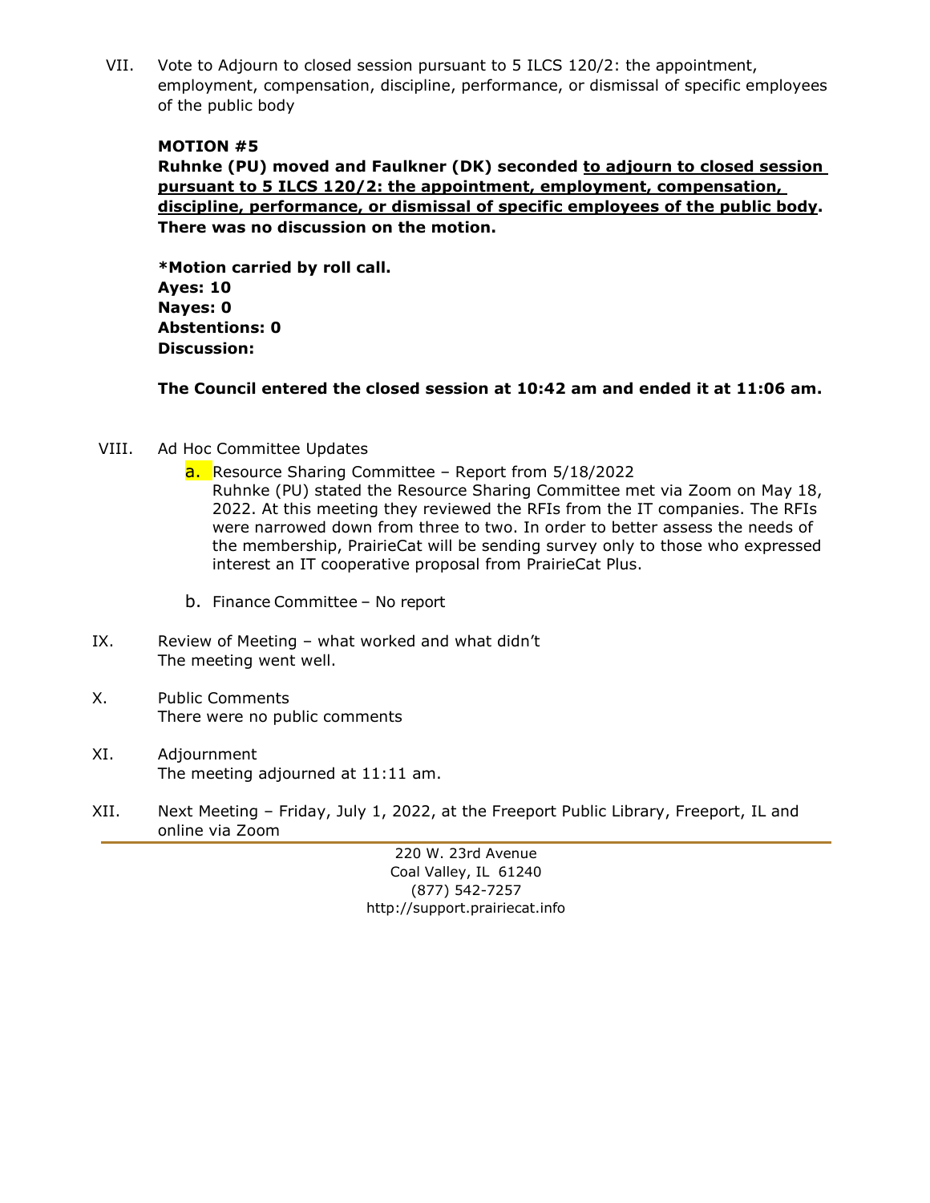VII. Vote to Adjourn to closed session pursuant to 5 ILCS 120/2: the appointment, employment, compensation, discipline, performance, or dismissal of specific employees of the public body

**MOTION #5**

**Ruhnke (PU) moved and Faulkner (DK) seconded to adjourn to closed session pursuant to 5 ILCS 120/2: the appointment, employment, compensation, discipline, performance, or dismissal of specific employees of the public body. There was no discussion on the motion.**

**\*Motion carried by roll call.**
**Ayes: 10**
**Nayes: 0**
**Abstentions: 0**
**Discussion:**

**The Council entered the closed session at 10:42 am and ended it at 11:06 am.**

VIII. Ad Hoc Committee Updates

a. Resource Sharing Committee – Report from 5/18/2022
Ruhnke (PU) stated the Resource Sharing Committee met via Zoom on May 18, 2022. At this meeting they reviewed the RFIs from the IT companies. The RFIs were narrowed down from three to two. In order to better assess the needs of the membership, PrairieCat will be sending survey only to those who expressed interest an IT cooperative proposal from PrairieCat Plus.

b. Finance Committee – No report

IX. Review of Meeting – what worked and what didn't
The meeting went well.

X. Public Comments
There were no public comments

XI. Adjournment
The meeting adjourned at 11:11 am.

XII. Next Meeting – Friday, July 1, 2022, at the Freeport Public Library, Freeport, IL and online via Zoom